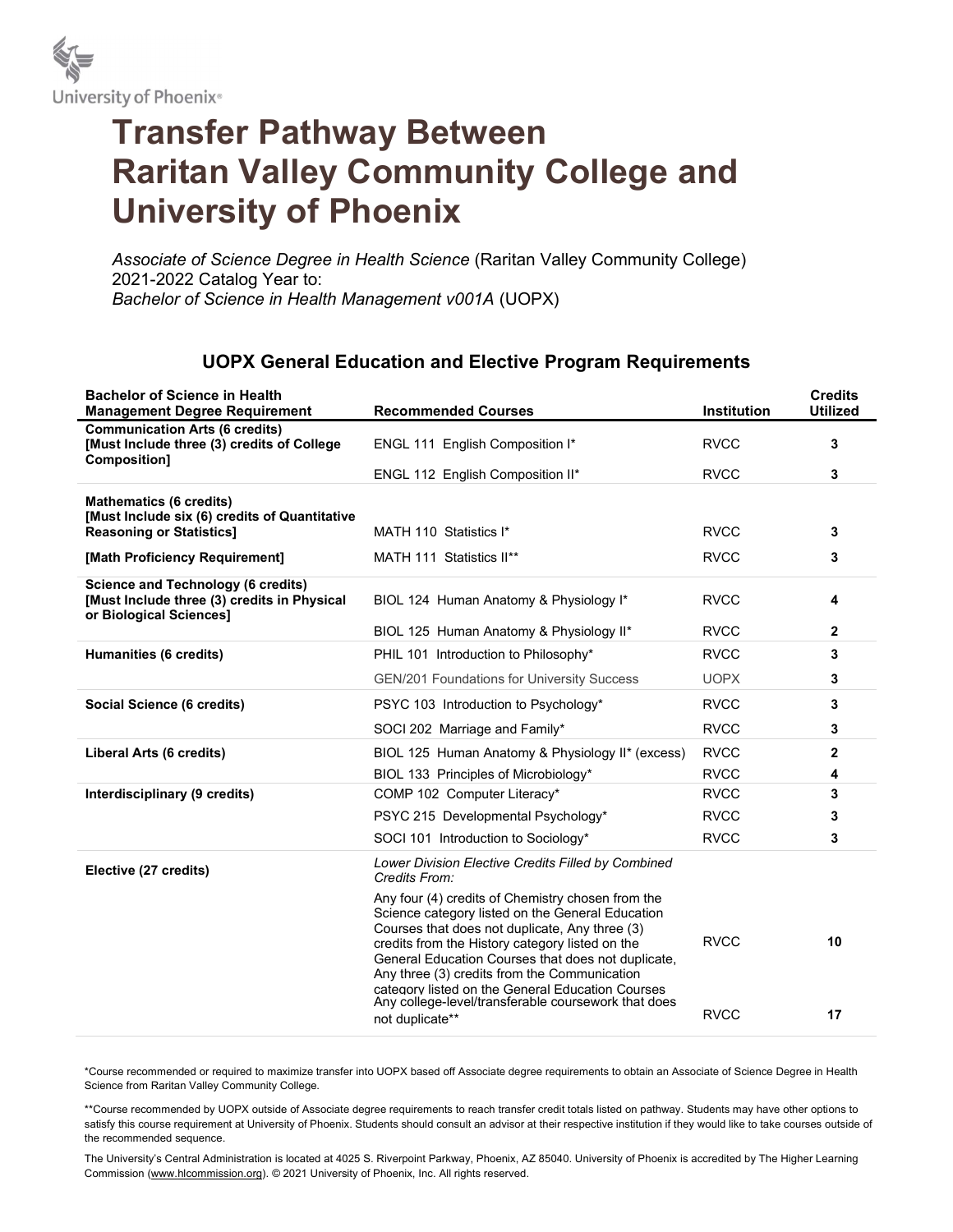University of Phoenix®

# Transfer Pathway Between Raritan Valley Community College and University of Phoenix

*Associate of Science Degree in Health Science* (Raritan Valley Community College)
2021-2022 Catalog Year to:
*Bachelor of Science in Health Management v001A* (UOPX)

## UOPX General Education and Elective Program Requirements

| Bachelor of Science in Health Management Degree Requirement | Recommended Courses | Institution | Credits Utilized |
|---|---|---|---|
| **Communication Arts (6 credits) [Must Include three (3) credits of College Composition]** | ENGL 111 English Composition I* | RVCC | **3** |
| | ENGL 112 English Composition II* | RVCC | **3** |
| **Mathematics (6 credits) [Must Include six (6) credits of Quantitative Reasoning or Statistics]** | MATH 110 Statistics I* | RVCC | **3** |
| **[Math Proficiency Requirement]** | MATH 111 Statistics II** | RVCC | **3** |
| **Science and Technology (6 credits) [Must Include three (3) credits in Physical or Biological Sciences]** | BIOL 124 Human Anatomy & Physiology I* | RVCC | **4** |
| | BIOL 125 Human Anatomy & Physiology II* | RVCC | **2** |
| **Humanities (6 credits)** | PHIL 101 Introduction to Philosophy* | RVCC | **3** |
| | GEN/201 Foundations for University Success | UOPX | **3** |
| **Social Science (6 credits)** | PSYC 103 Introduction to Psychology* | RVCC | **3** |
| | SOCI 202 Marriage and Family* | RVCC | **3** |
| **Liberal Arts (6 credits)** | BIOL 125 Human Anatomy & Physiology II* (excess) | RVCC | **2** |
| | BIOL 133 Principles of Microbiology* | RVCC | **4** |
| **Interdisciplinary (9 credits)** | COMP 102 Computer Literacy* | RVCC | **3** |
| | PSYC 215 Developmental Psychology* | RVCC | **3** |
| | SOCI 101 Introduction to Sociology* | RVCC | **3** |
| **Elective (27 credits)** | *Lower Division Elective Credits Filled by Combined Credits From:* | | |
| | Any four (4) credits of Chemistry chosen from the Science category listed on the General Education Courses that does not duplicate, Any three (3) credits from the History category listed on the General Education Courses that does not duplicate, Any three (3) credits from the Communication category listed on the General Education Courses | RVCC | **10** |
| | Any college-level/transferable coursework that does not duplicate** | RVCC | **17** |

*Course recommended or required to maximize transfer into UOPX based off Associate degree requirements to obtain an Associate of Science Degree in Health Science from Raritan Valley Community College.

**Course recommended by UOPX outside of Associate degree requirements to reach transfer credit totals listed on pathway. Students may have other options to satisfy this course requirement at University of Phoenix. Students should consult an advisor at their respective institution if they would like to take courses outside of the recommended sequence.

The University's Central Administration is located at 4025 S. Riverpoint Parkway, Phoenix, AZ 85040. University of Phoenix is accredited by The Higher Learning Commission (www.hlcommission.org). © 2021 University of Phoenix, Inc. All rights reserved.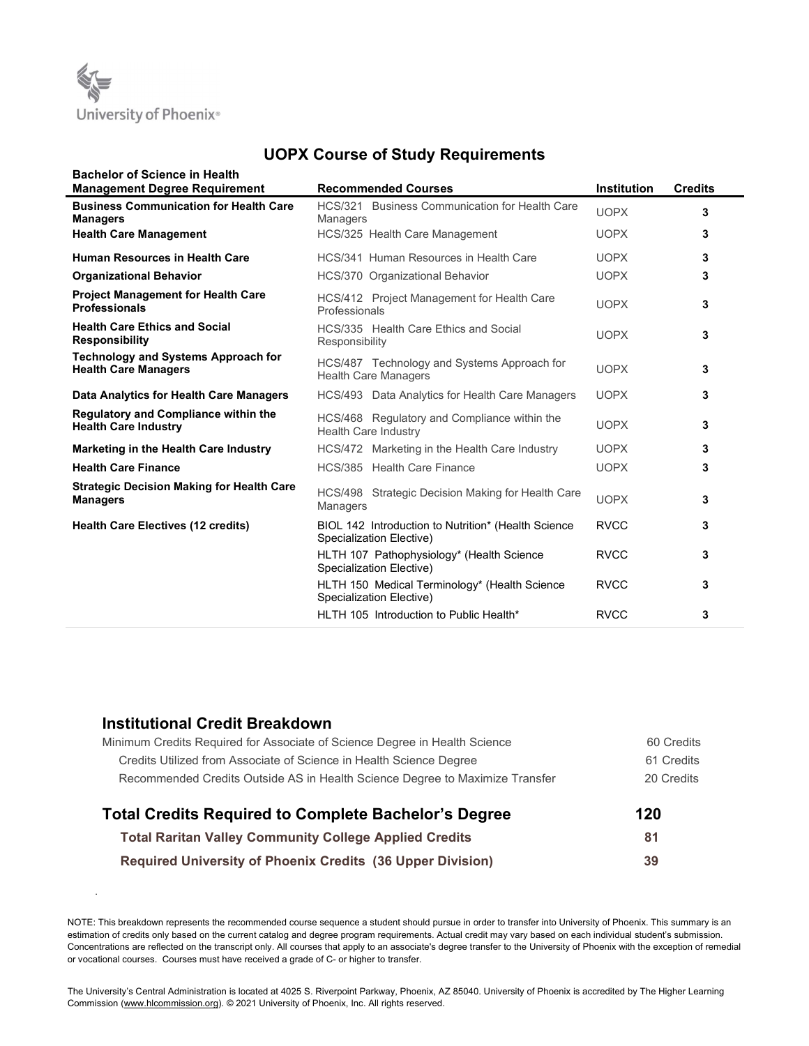University of Phoenix®

## UOPX Course of Study Requirements

| Bachelor of Science in Health Management Degree Requirement | Recommended Courses | Institution | Credits |
|---|---|---|---|
| **Business Communication for Health Care Managers** | HCS/321 Business Communication for Health Care Managers | UOPX | 3 |
| **Health Care Management** | HCS/325 Health Care Management | UOPX | 3 |
| **Human Resources in Health Care** | HCS/341 Human Resources in Health Care | UOPX | 3 |
| **Organizational Behavior** | HCS/370 Organizational Behavior | UOPX | 3 |
| **Project Management for Health Care Professionals** | HCS/412 Project Management for Health Care Professionals | UOPX | 3 |
| **Health Care Ethics and Social Responsibility** | HCS/335 Health Care Ethics and Social Responsibility | UOPX | 3 |
| **Technology and Systems Approach for Health Care Managers** | HCS/487 Technology and Systems Approach for Health Care Managers | UOPX | 3 |
| **Data Analytics for Health Care Managers** | HCS/493 Data Analytics for Health Care Managers | UOPX | 3 |
| **Regulatory and Compliance within the Health Care Industry** | HCS/468 Regulatory and Compliance within the Health Care Industry | UOPX | 3 |
| **Marketing in the Health Care Industry** | HCS/472 Marketing in the Health Care Industry | UOPX | 3 |
| **Health Care Finance** | HCS/385 Health Care Finance | UOPX | 3 |
| **Strategic Decision Making for Health Care Managers** | HCS/498 Strategic Decision Making for Health Care Managers | UOPX | 3 |
| **Health Care Electives (12 credits)** | BIOL 142 Introduction to Nutrition* (Health Science Specialization Elective) | RVCC | 3 |
| | HLTH 107 Pathophysiology* (Health Science Specialization Elective) | RVCC | 3 |
| | HLTH 150 Medical Terminology* (Health Science Specialization Elective) | RVCC | 3 |
| | HLTH 105 Introduction to Public Health* | RVCC | 3 |

### Institutional Credit Breakdown

| | |
|---|---|
| Minimum Credits Required for Associate of Science Degree in Health Science | 60 Credits |
| Credits Utilized from Associate of Science in Health Science Degree | 61 Credits |
| Recommended Credits Outside AS in Health Science Degree to Maximize Transfer | 20 Credits |
| **Total Credits Required to Complete Bachelor's Degree** | **120** |
| **Total Raritan Valley Community College Applied Credits** | **81** |
| **Required University of Phoenix Credits (36 Upper Division)** | **39** |

NOTE: This breakdown represents the recommended course sequence a student should pursue in order to transfer into University of Phoenix. This summary is an estimation of credits only based on the current catalog and degree program requirements. Actual credit may vary based on each individual student's submission. Concentrations are reflected on the transcript only. All courses that apply to an associate's degree transfer to the University of Phoenix with the exception of remedial or vocational courses. Courses must have received a grade of C- or higher to transfer.

The University's Central Administration is located at 4025 S. Riverpoint Parkway, Phoenix, AZ 85040. University of Phoenix is accredited by The Higher Learning Commission (www.hlcommission.org). © 2021 University of Phoenix, Inc. All rights reserved.